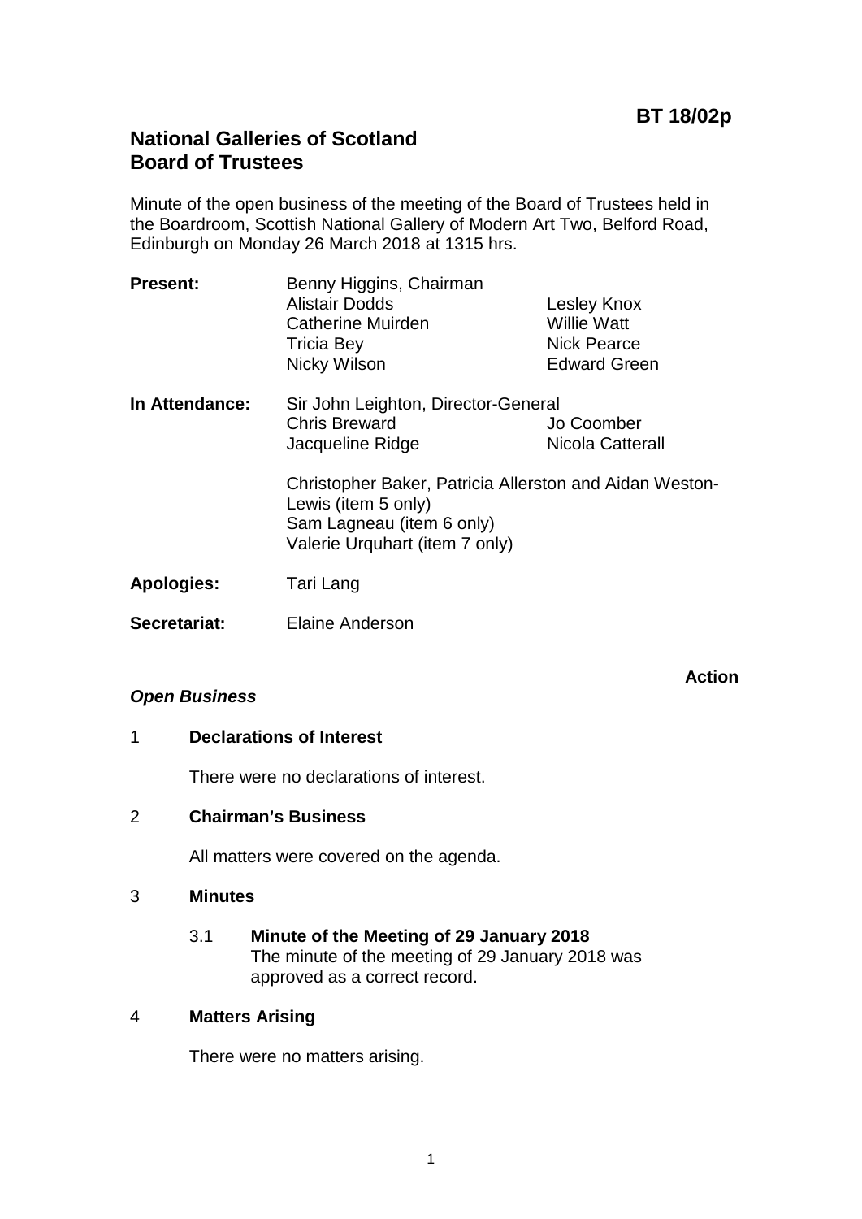**BT 18/02p**

# National Galleries of Scotland
# Board of Trustees

Minute of the open business of the meeting of the Board of Trustees held in the Boardroom, Scottish National Gallery of Modern Art Two, Belford Road, Edinburgh on Monday 26 March 2018 at 1315 hrs.

| | | |
|---|---|---|
| **Present:** | Benny Higgins, Chairman | |
| | Alistair Dodds | Lesley Knox |
| | Catherine Muirden | Willie Watt |
| | Tricia Bey | Nick Pearce |
| | Nicky Wilson | Edward Green |
| **In Attendance:** | Sir John Leighton, Director-General | |
| | Chris Breward | Jo Coomber |
| | Jacqueline Ridge | Nicola Catterall |
| | Christopher Baker, Patricia Allerston and Aidan Weston-Lewis (item 5 only)<br>Sam Lagneau (item 6 only)<br>Valerie Urquhart (item 7 only) | |
| **Apologies:** | Tari Lang | |
| **Secretariat:** | Elaine Anderson | |

**Action**

***Open Business***

## 1 Declarations of Interest

There were no declarations of interest.

## 2 Chairman's Business

All matters were covered on the agenda.

## 3 Minutes

3.1 **Minute of the Meeting of 29 January 2018**
The minute of the meeting of 29 January 2018 was approved as a correct record.

## 4 Matters Arising

There were no matters arising.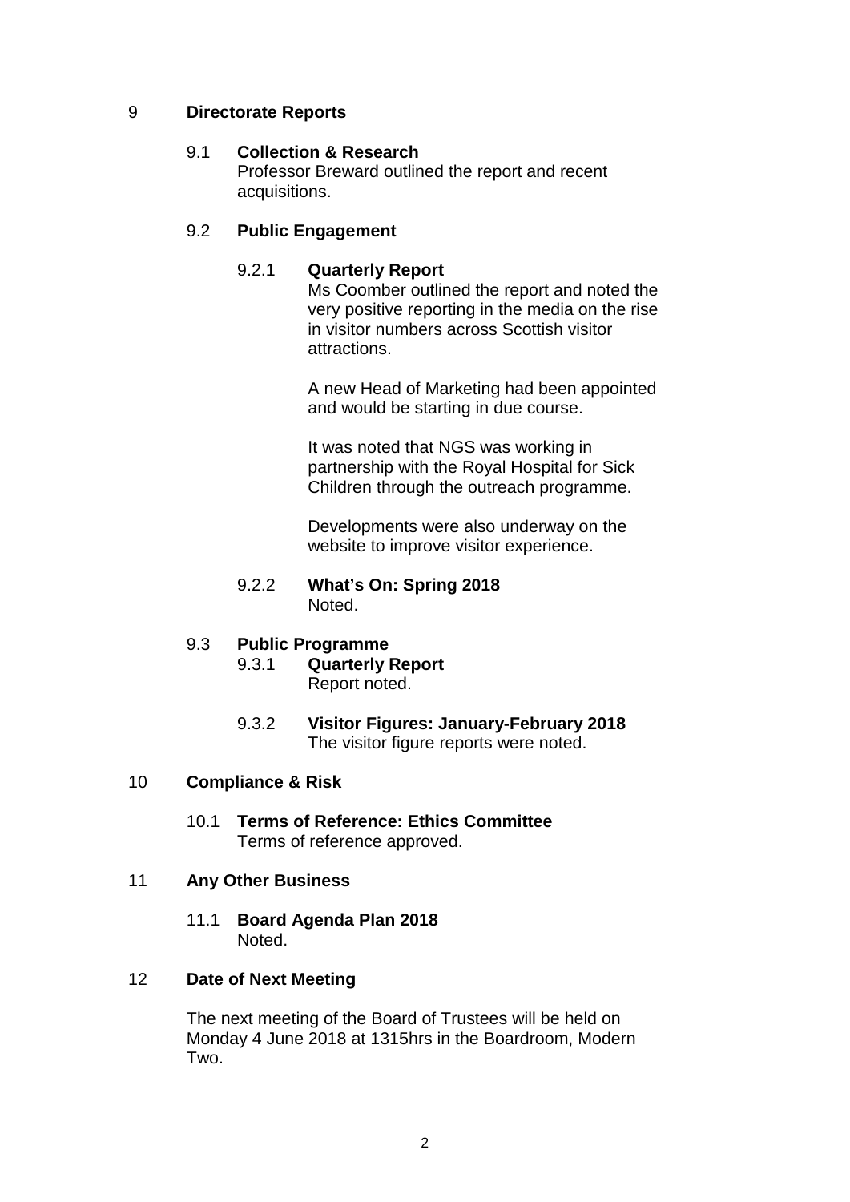## 9 Directorate Reports

### 9.1 Collection & Research

Professor Breward outlined the report and recent acquisitions.

### 9.2 Public Engagement

#### 9.2.1 Quarterly Report

Ms Coomber outlined the report and noted the very positive reporting in the media on the rise in visitor numbers across Scottish visitor attractions.

A new Head of Marketing had been appointed and would be starting in due course.

It was noted that NGS was working in partnership with the Royal Hospital for Sick Children through the outreach programme.

Developments were also underway on the website to improve visitor experience.

#### 9.2.2 What's On: Spring 2018

Noted.

### 9.3 Public Programme

#### 9.3.1 Quarterly Report

Report noted.

#### 9.3.2 Visitor Figures: January-February 2018

The visitor figure reports were noted.

## 10 Compliance & Risk

### 10.1 Terms of Reference: Ethics Committee

Terms of reference approved.

## 11 Any Other Business

### 11.1 Board Agenda Plan 2018

Noted.

## 12 Date of Next Meeting

The next meeting of the Board of Trustees will be held on Monday 4 June 2018 at 1315hrs in the Boardroom, Modern Two.